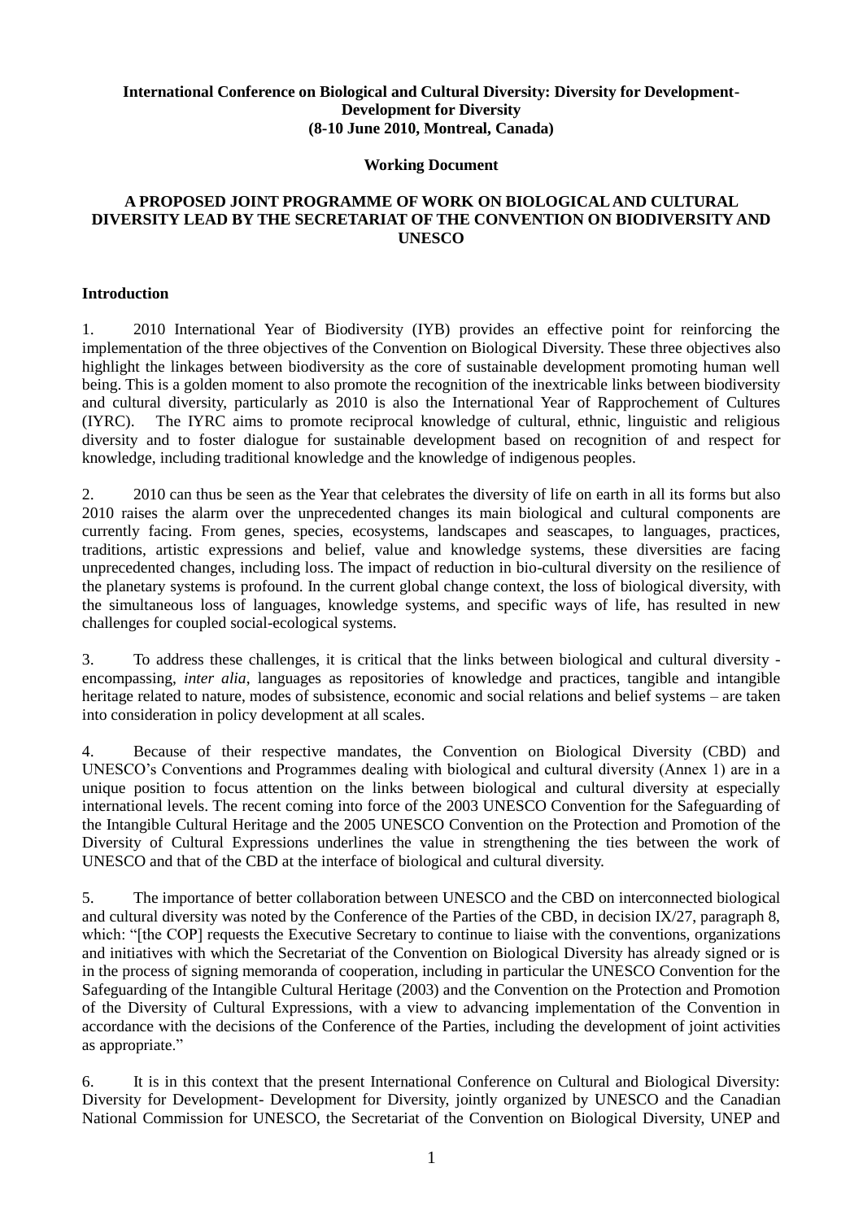**International Conference on Biological and Cultural Diversity: Diversity for Development-Development for Diversity**
**(8-10 June 2010, Montreal, Canada)**

**Working Document**

**A PROPOSED JOINT PROGRAMME OF WORK ON BIOLOGICAL AND CULTURAL DIVERSITY LEAD BY THE SECRETARIAT OF THE CONVENTION ON BIODIVERSITY AND UNESCO**

## Introduction

1. 2010 International Year of Biodiversity (IYB) provides an effective point for reinforcing the implementation of the three objectives of the Convention on Biological Diversity. These three objectives also highlight the linkages between biodiversity as the core of sustainable development promoting human well being. This is a golden moment to also promote the recognition of the inextricable links between biodiversity and cultural diversity, particularly as 2010 is also the International Year of Rapprochement of Cultures (IYRC). The IYRC aims to promote reciprocal knowledge of cultural, ethnic, linguistic and religious diversity and to foster dialogue for sustainable development based on recognition of and respect for knowledge, including traditional knowledge and the knowledge of indigenous peoples.

2. 2010 can thus be seen as the Year that celebrates the diversity of life on earth in all its forms but also 2010 raises the alarm over the unprecedented changes its main biological and cultural components are currently facing. From genes, species, ecosystems, landscapes and seascapes, to languages, practices, traditions, artistic expressions and belief, value and knowledge systems, these diversities are facing unprecedented changes, including loss. The impact of reduction in bio-cultural diversity on the resilience of the planetary systems is profound. In the current global change context, the loss of biological diversity, with the simultaneous loss of languages, knowledge systems, and specific ways of life, has resulted in new challenges for coupled social-ecological systems.

3. To address these challenges, it is critical that the links between biological and cultural diversity - encompassing, *inter alia*, languages as repositories of knowledge and practices, tangible and intangible heritage related to nature, modes of subsistence, economic and social relations and belief systems – are taken into consideration in policy development at all scales.

4. Because of their respective mandates, the Convention on Biological Diversity (CBD) and UNESCO's Conventions and Programmes dealing with biological and cultural diversity (Annex 1) are in a unique position to focus attention on the links between biological and cultural diversity at especially international levels. The recent coming into force of the 2003 UNESCO Convention for the Safeguarding of the Intangible Cultural Heritage and the 2005 UNESCO Convention on the Protection and Promotion of the Diversity of Cultural Expressions underlines the value in strengthening the ties between the work of UNESCO and that of the CBD at the interface of biological and cultural diversity.

5. The importance of better collaboration between UNESCO and the CBD on interconnected biological and cultural diversity was noted by the Conference of the Parties of the CBD, in decision IX/27, paragraph 8, which: "[the COP] requests the Executive Secretary to continue to liaise with the conventions, organizations and initiatives with which the Secretariat of the Convention on Biological Diversity has already signed or is in the process of signing memoranda of cooperation, including in particular the UNESCO Convention for the Safeguarding of the Intangible Cultural Heritage (2003) and the Convention on the Protection and Promotion of the Diversity of Cultural Expressions, with a view to advancing implementation of the Convention in accordance with the decisions of the Conference of the Parties, including the development of joint activities as appropriate."

6. It is in this context that the present International Conference on Cultural and Biological Diversity: Diversity for Development- Development for Diversity, jointly organized by UNESCO and the Canadian National Commission for UNESCO, the Secretariat of the Convention on Biological Diversity, UNEP and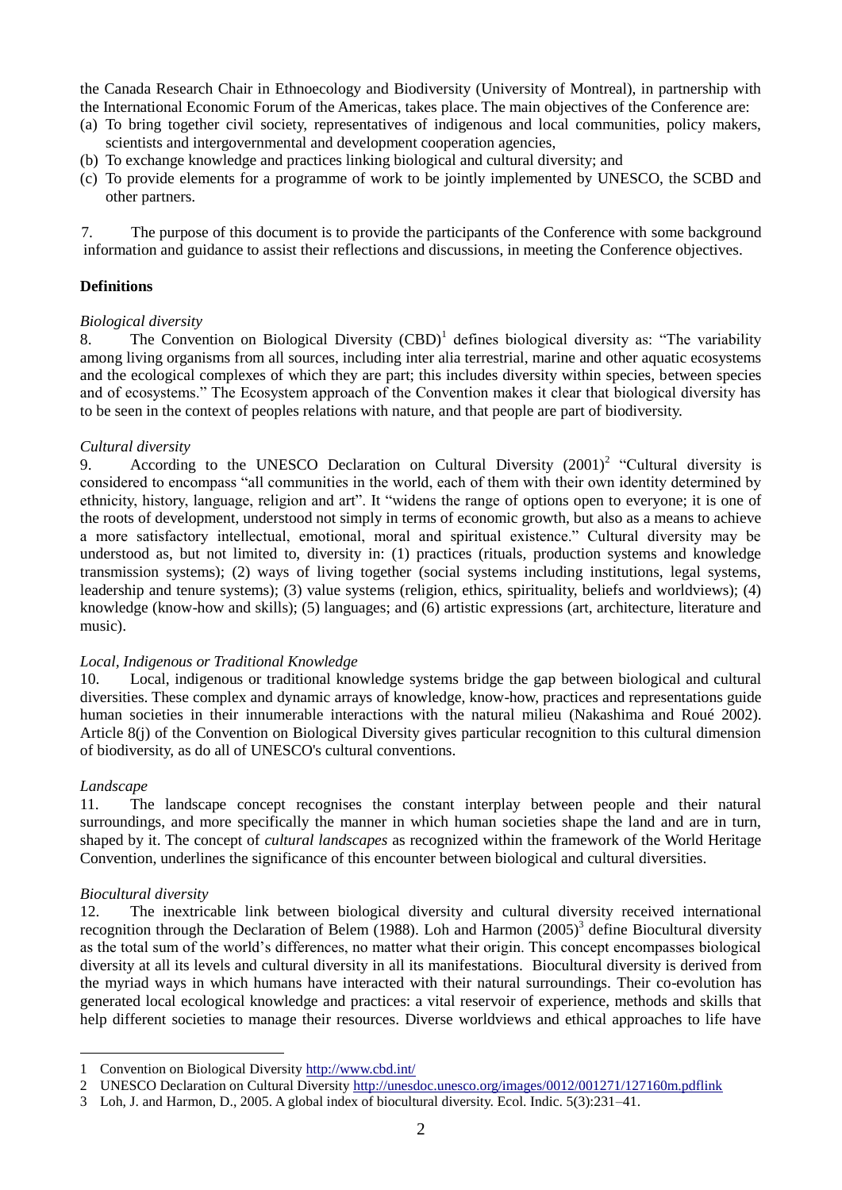the Canada Research Chair in Ethnoecology and Biodiversity (University of Montreal), in partnership with the International Economic Forum of the Americas, takes place. The main objectives of the Conference are:

(a) To bring together civil society, representatives of indigenous and local communities, policy makers, scientists and intergovernmental and development cooperation agencies,
(b) To exchange knowledge and practices linking biological and cultural diversity; and
(c) To provide elements for a programme of work to be jointly implemented by UNESCO, the SCBD and other partners.

7. The purpose of this document is to provide the participants of the Conference with some background information and guidance to assist their reflections and discussions, in meeting the Conference objectives.

**Definitions**

*Biological diversity*

8. The Convention on Biological Diversity (CBD)[1] defines biological diversity as: "The variability among living organisms from all sources, including inter alia terrestrial, marine and other aquatic ecosystems and the ecological complexes of which they are part; this includes diversity within species, between species and of ecosystems." The Ecosystem approach of the Convention makes it clear that biological diversity has to be seen in the context of peoples relations with nature, and that people are part of biodiversity.

*Cultural diversity*

9. According to the UNESCO Declaration on Cultural Diversity (2001)[2] "Cultural diversity is considered to encompass "all communities in the world, each of them with their own identity determined by ethnicity, history, language, religion and art". It "widens the range of options open to everyone; it is one of the roots of development, understood not simply in terms of economic growth, but also as a means to achieve a more satisfactory intellectual, emotional, moral and spiritual existence." Cultural diversity may be understood as, but not limited to, diversity in: (1) practices (rituals, production systems and knowledge transmission systems); (2) ways of living together (social systems including institutions, legal systems, leadership and tenure systems); (3) value systems (religion, ethics, spirituality, beliefs and worldviews); (4) knowledge (know-how and skills); (5) languages; and (6) artistic expressions (art, architecture, literature and music).

*Local, Indigenous or Traditional Knowledge*

10. Local, indigenous or traditional knowledge systems bridge the gap between biological and cultural diversities. These complex and dynamic arrays of knowledge, know-how, practices and representations guide human societies in their innumerable interactions with the natural milieu (Nakashima and Roué 2002). Article 8(j) of the Convention on Biological Diversity gives particular recognition to this cultural dimension of biodiversity, as do all of UNESCO's cultural conventions.

*Landscape*

11. The landscape concept recognises the constant interplay between people and their natural surroundings, and more specifically the manner in which human societies shape the land and are in turn, shaped by it. The concept of *cultural landscapes* as recognized within the framework of the World Heritage Convention, underlines the significance of this encounter between biological and cultural diversities.

*Biocultural diversity*

12. The inextricable link between biological diversity and cultural diversity received international recognition through the Declaration of Belem (1988). Loh and Harmon (2005)[3] define Biocultural diversity as the total sum of the world's differences, no matter what their origin. This concept encompasses biological diversity at all its levels and cultural diversity in all its manifestations. Biocultural diversity is derived from the myriad ways in which humans have interacted with their natural surroundings. Their co-evolution has generated local ecological knowledge and practices: a vital reservoir of experience, methods and skills that help different societies to manage their resources. Diverse worldviews and ethical approaches to life have

---

1 Convention on Biological Diversity http://www.cbd.int/

2 UNESCO Declaration on Cultural Diversity http://unesdoc.unesco.org/images/0012/001271/127160m.pdflink

3 Loh, J. and Harmon, D., 2005. A global index of biocultural diversity. Ecol. Indic. 5(3):231–41.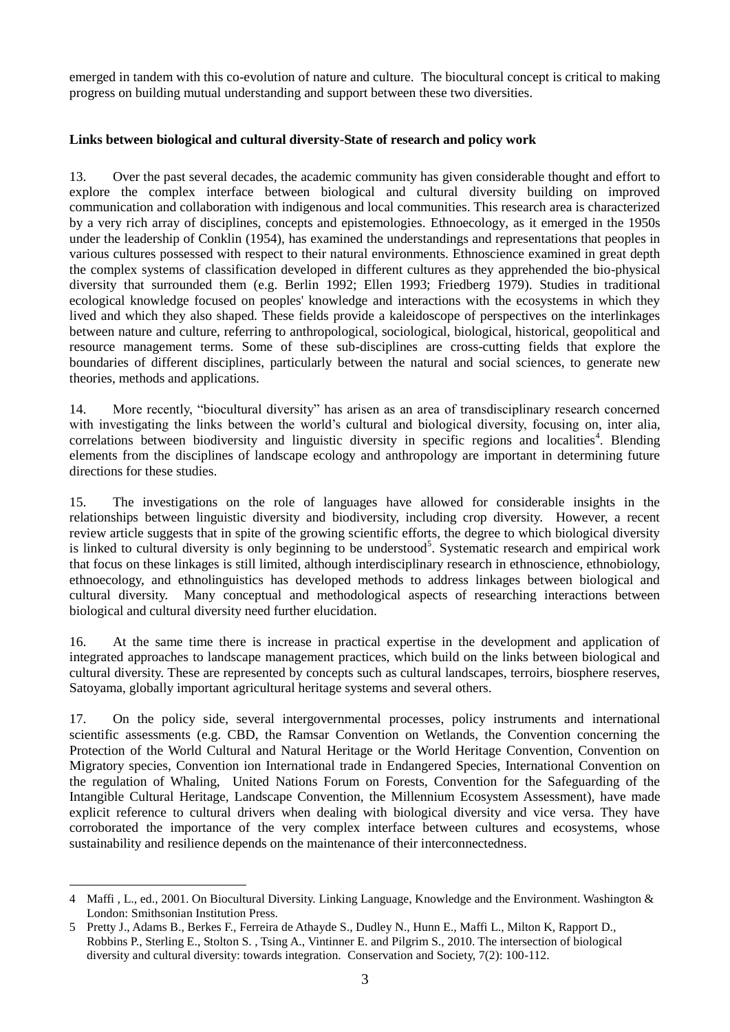emerged in tandem with this co-evolution of nature and culture. The biocultural concept is critical to making progress on building mutual understanding and support between these two diversities.

**Links between biological and cultural diversity-State of research and policy work**

13. Over the past several decades, the academic community has given considerable thought and effort to explore the complex interface between biological and cultural diversity building on improved communication and collaboration with indigenous and local communities. This research area is characterized by a very rich array of disciplines, concepts and epistemologies. Ethnoecology, as it emerged in the 1950s under the leadership of Conklin (1954), has examined the understandings and representations that peoples in various cultures possessed with respect to their natural environments. Ethnoscience examined in great depth the complex systems of classification developed in different cultures as they apprehended the bio-physical diversity that surrounded them (e.g. Berlin 1992; Ellen 1993; Friedberg 1979). Studies in traditional ecological knowledge focused on peoples' knowledge and interactions with the ecosystems in which they lived and which they also shaped. These fields provide a kaleidoscope of perspectives on the interlinkages between nature and culture, referring to anthropological, sociological, biological, historical, geopolitical and resource management terms. Some of these sub-disciplines are cross-cutting fields that explore the boundaries of different disciplines, particularly between the natural and social sciences, to generate new theories, methods and applications.

14. More recently, "biocultural diversity" has arisen as an area of transdisciplinary research concerned with investigating the links between the world's cultural and biological diversity, focusing on, inter alia, correlations between biodiversity and linguistic diversity in specific regions and localities[4]. Blending elements from the disciplines of landscape ecology and anthropology are important in determining future directions for these studies.

15. The investigations on the role of languages have allowed for considerable insights in the relationships between linguistic diversity and biodiversity, including crop diversity. However, a recent review article suggests that in spite of the growing scientific efforts, the degree to which biological diversity is linked to cultural diversity is only beginning to be understood[5]. Systematic research and empirical work that focus on these linkages is still limited, although interdisciplinary research in ethnoscience, ethnobiology, ethnoecology, and ethnolinguistics has developed methods to address linkages between biological and cultural diversity. Many conceptual and methodological aspects of researching interactions between biological and cultural diversity need further elucidation.

16. At the same time there is increase in practical expertise in the development and application of integrated approaches to landscape management practices, which build on the links between biological and cultural diversity. These are represented by concepts such as cultural landscapes, terroirs, biosphere reserves, Satoyama, globally important agricultural heritage systems and several others.

17. On the policy side, several intergovernmental processes, policy instruments and international scientific assessments (e.g. CBD, the Ramsar Convention on Wetlands, the Convention concerning the Protection of the World Cultural and Natural Heritage or the World Heritage Convention, Convention on Migratory species, Convention ion International trade in Endangered Species, International Convention on the regulation of Whaling, United Nations Forum on Forests, Convention for the Safeguarding of the Intangible Cultural Heritage, Landscape Convention, the Millennium Ecosystem Assessment), have made explicit reference to cultural drivers when dealing with biological diversity and vice versa. They have corroborated the importance of the very complex interface between cultures and ecosystems, whose sustainability and resilience depends on the maintenance of their interconnectedness.

---

4 Maffi , L., ed., 2001. On Biocultural Diversity. Linking Language, Knowledge and the Environment. Washington & London: Smithsonian Institution Press.

5 Pretty J., Adams B., Berkes F., Ferreira de Athayde S., Dudley N., Hunn E., Maffi L., Milton K, Rapport D., Robbins P., Sterling E., Stolton S. , Tsing A., Vintinner E. and Pilgrim S., 2010. The intersection of biological diversity and cultural diversity: towards integration. Conservation and Society, 7(2): 100-112.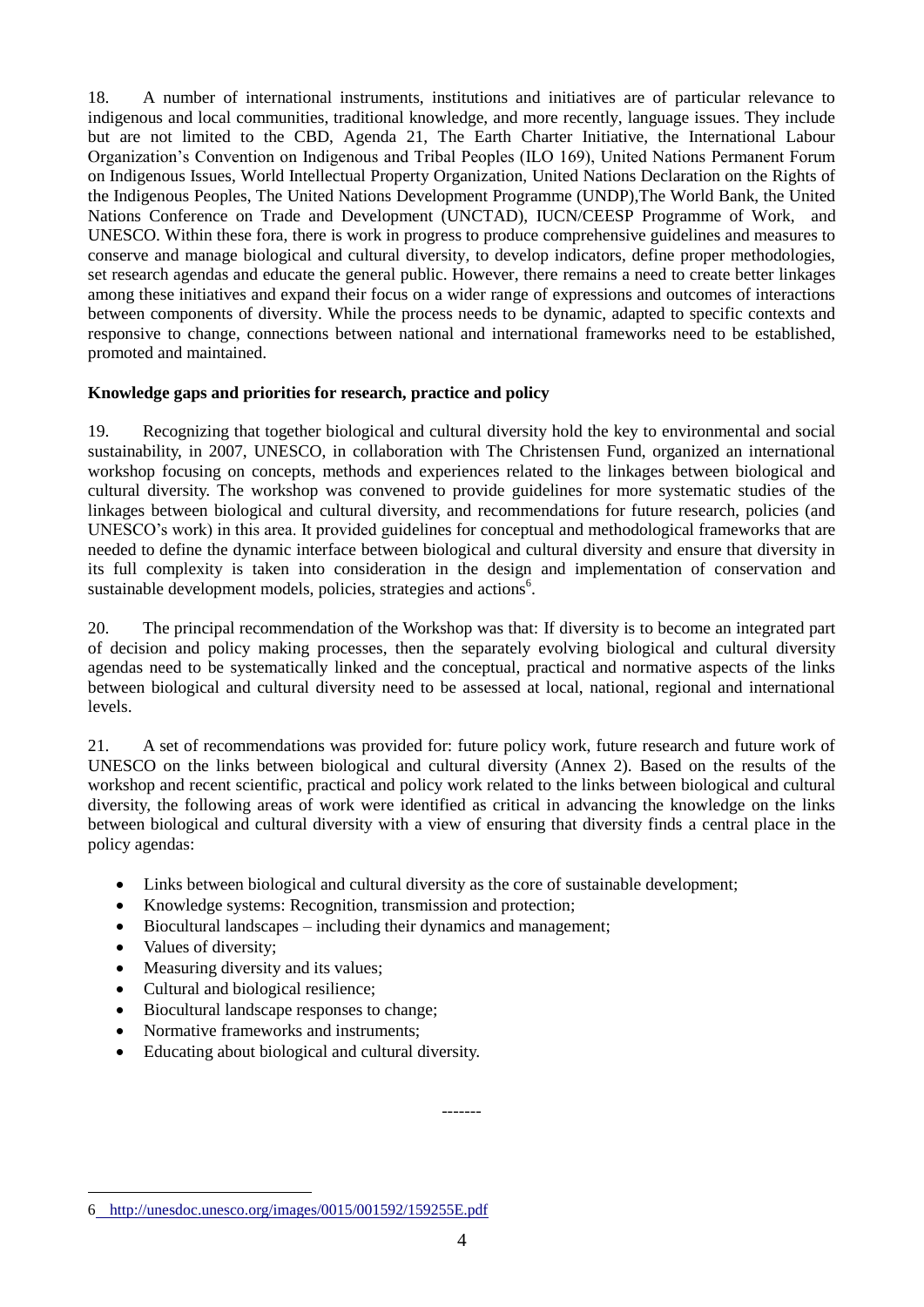18. A number of international instruments, institutions and initiatives are of particular relevance to indigenous and local communities, traditional knowledge, and more recently, language issues. They include but are not limited to the CBD, Agenda 21, The Earth Charter Initiative, the International Labour Organization's Convention on Indigenous and Tribal Peoples (ILO 169), United Nations Permanent Forum on Indigenous Issues, World Intellectual Property Organization, United Nations Declaration on the Rights of the Indigenous Peoples, The United Nations Development Programme (UNDP),The World Bank, the United Nations Conference on Trade and Development (UNCTAD), IUCN/CEESP Programme of Work, and UNESCO. Within these fora, there is work in progress to produce comprehensive guidelines and measures to conserve and manage biological and cultural diversity, to develop indicators, define proper methodologies, set research agendas and educate the general public. However, there remains a need to create better linkages among these initiatives and expand their focus on a wider range of expressions and outcomes of interactions between components of diversity. While the process needs to be dynamic, adapted to specific contexts and responsive to change, connections between national and international frameworks need to be established, promoted and maintained.

**Knowledge gaps and priorities for research, practice and policy**

19. Recognizing that together biological and cultural diversity hold the key to environmental and social sustainability, in 2007, UNESCO, in collaboration with The Christensen Fund, organized an international workshop focusing on concepts, methods and experiences related to the linkages between biological and cultural diversity. The workshop was convened to provide guidelines for more systematic studies of the linkages between biological and cultural diversity, and recommendations for future research, policies (and UNESCO's work) in this area. It provided guidelines for conceptual and methodological frameworks that are needed to define the dynamic interface between biological and cultural diversity and ensure that diversity in its full complexity is taken into consideration in the design and implementation of conservation and sustainable development models, policies, strategies and actions[6].

20. The principal recommendation of the Workshop was that: If diversity is to become an integrated part of decision and policy making processes, then the separately evolving biological and cultural diversity agendas need to be systematically linked and the conceptual, practical and normative aspects of the links between biological and cultural diversity need to be assessed at local, national, regional and international levels.

21. A set of recommendations was provided for: future policy work, future research and future work of UNESCO on the links between biological and cultural diversity (Annex 2). Based on the results of the workshop and recent scientific, practical and policy work related to the links between biological and cultural diversity, the following areas of work were identified as critical in advancing the knowledge on the links between biological and cultural diversity with a view of ensuring that diversity finds a central place in the policy agendas:

- Links between biological and cultural diversity as the core of sustainable development;
- Knowledge systems: Recognition, transmission and protection;
- Biocultural landscapes – including their dynamics and management;
- Values of diversity;
- Measuring diversity and its values;
- Cultural and biological resilience;
- Biocultural landscape responses to change;
- Normative frameworks and instruments;
- Educating about biological and cultural diversity.

-------

6 http://unesdoc.unesco.org/images/0015/001592/159255E.pdf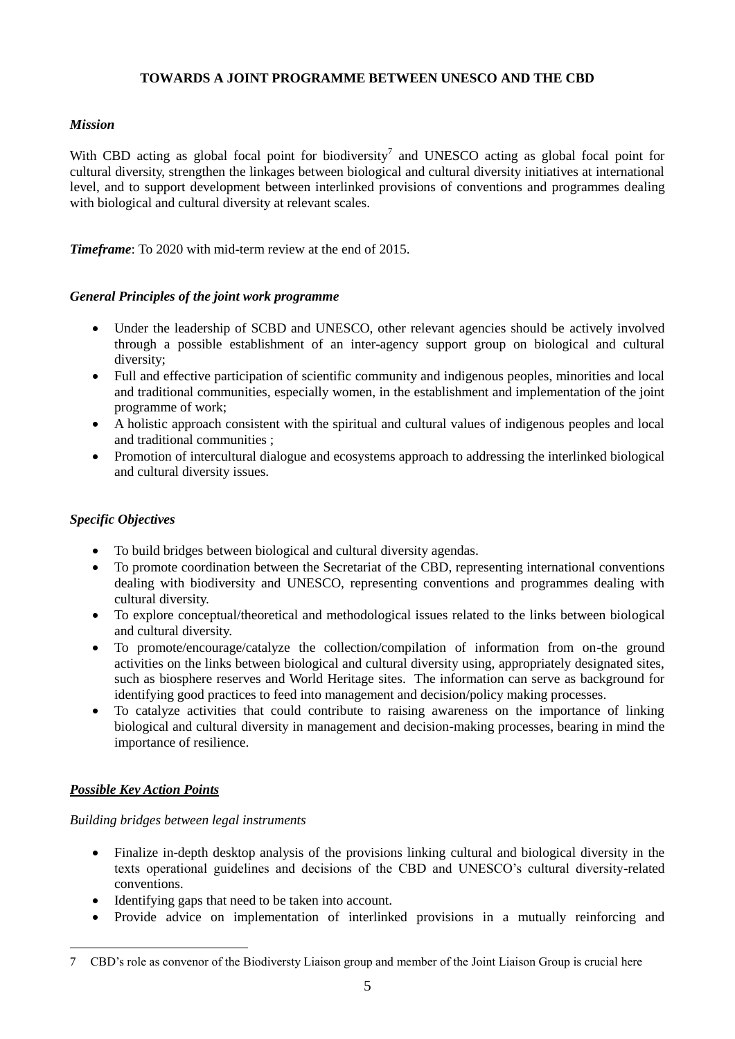**TOWARDS A JOINT PROGRAMME BETWEEN UNESCO AND THE CBD**

***Mission***

With CBD acting as global focal point for biodiversity[7] and UNESCO acting as global focal point for cultural diversity, strengthen the linkages between biological and cultural diversity initiatives at international level, and to support development between interlinked provisions of conventions and programmes dealing with biological and cultural diversity at relevant scales.

***Timeframe***: To 2020 with mid-term review at the end of 2015.

***General Principles of the joint work programme***

- Under the leadership of SCBD and UNESCO, other relevant agencies should be actively involved through a possible establishment of an inter-agency support group on biological and cultural diversity;
- Full and effective participation of scientific community and indigenous peoples, minorities and local and traditional communities, especially women, in the establishment and implementation of the joint programme of work;
- A holistic approach consistent with the spiritual and cultural values of indigenous peoples and local and traditional communities ;
- Promotion of intercultural dialogue and ecosystems approach to addressing the interlinked biological and cultural diversity issues.

***Specific Objectives***

- To build bridges between biological and cultural diversity agendas.
- To promote coordination between the Secretariat of the CBD, representing international conventions dealing with biodiversity and UNESCO, representing conventions and programmes dealing with cultural diversity.
- To explore conceptual/theoretical and methodological issues related to the links between biological and cultural diversity.
- To promote/encourage/catalyze the collection/compilation of information from on-the ground activities on the links between biological and cultural diversity using, appropriately designated sites, such as biosphere reserves and World Heritage sites. The information can serve as background for identifying good practices to feed into management and decision/policy making processes.
- To catalyze activities that could contribute to raising awareness on the importance of linking biological and cultural diversity in management and decision-making processes, bearing in mind the importance of resilience.

***Possible Key Action Points***

*Building bridges between legal instruments*

- Finalize in-depth desktop analysis of the provisions linking cultural and biological diversity in the texts operational guidelines and decisions of the CBD and UNESCO's cultural diversity-related conventions.
- Identifying gaps that need to be taken into account.
- Provide advice on implementation of interlinked provisions in a mutually reinforcing and

---

[7] CBD's role as convenor of the Biodiversty Liaison group and member of the Joint Liaison Group is crucial here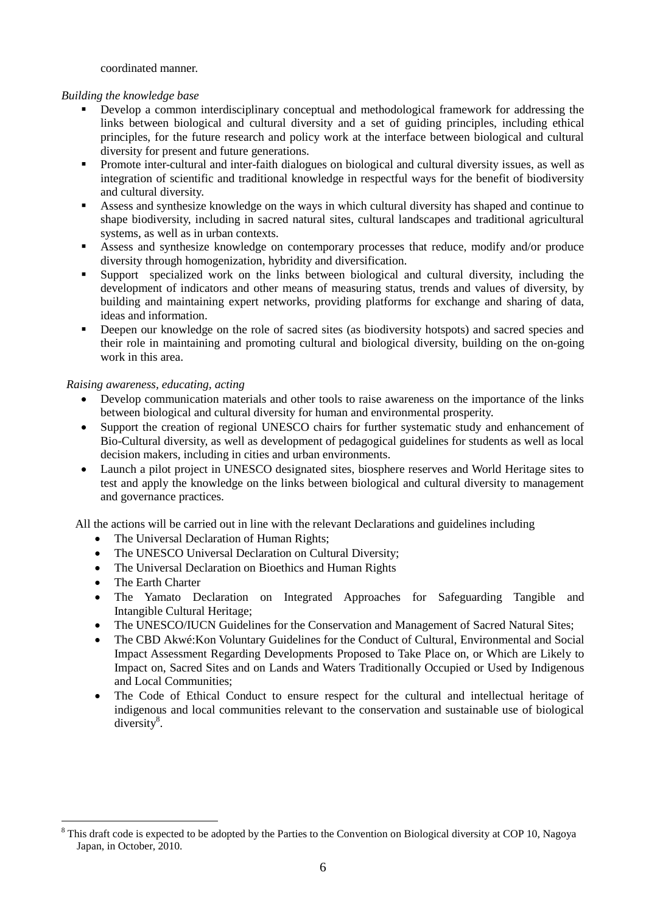coordinated manner.

*Building the knowledge base*

- Develop a common interdisciplinary conceptual and methodological framework for addressing the links between biological and cultural diversity and a set of guiding principles, including ethical principles, for the future research and policy work at the interface between biological and cultural diversity for present and future generations.
- Promote inter-cultural and inter-faith dialogues on biological and cultural diversity issues, as well as integration of scientific and traditional knowledge in respectful ways for the benefit of biodiversity and cultural diversity.
- Assess and synthesize knowledge on the ways in which cultural diversity has shaped and continue to shape biodiversity, including in sacred natural sites, cultural landscapes and traditional agricultural systems, as well as in urban contexts.
- Assess and synthesize knowledge on contemporary processes that reduce, modify and/or produce diversity through homogenization, hybridity and diversification.
- Support specialized work on the links between biological and cultural diversity, including the development of indicators and other means of measuring status, trends and values of diversity, by building and maintaining expert networks, providing platforms for exchange and sharing of data, ideas and information.
- Deepen our knowledge on the role of sacred sites (as biodiversity hotspots) and sacred species and their role in maintaining and promoting cultural and biological diversity, building on the on-going work in this area.

*Raising awareness, educating, acting*

- Develop communication materials and other tools to raise awareness on the importance of the links between biological and cultural diversity for human and environmental prosperity.
- Support the creation of regional UNESCO chairs for further systematic study and enhancement of Bio-Cultural diversity, as well as development of pedagogical guidelines for students as well as local decision makers, including in cities and urban environments.
- Launch a pilot project in UNESCO designated sites, biosphere reserves and World Heritage sites to test and apply the knowledge on the links between biological and cultural diversity to management and governance practices.

All the actions will be carried out in line with the relevant Declarations and guidelines including

- The Universal Declaration of Human Rights;
- The UNESCO Universal Declaration on Cultural Diversity;
- The Universal Declaration on Bioethics and Human Rights
- The Earth Charter
- The Yamato Declaration on Integrated Approaches for Safeguarding Tangible and Intangible Cultural Heritage;
- The UNESCO/IUCN Guidelines for the Conservation and Management of Sacred Natural Sites;
- The CBD Akwé:Kon Voluntary Guidelines for the Conduct of Cultural, Environmental and Social Impact Assessment Regarding Developments Proposed to Take Place on, or Which are Likely to Impact on, Sacred Sites and on Lands and Waters Traditionally Occupied or Used by Indigenous and Local Communities;
- The Code of Ethical Conduct to ensure respect for the cultural and intellectual heritage of indigenous and local communities relevant to the conservation and sustainable use of biological diversity[8].

---

[8] This draft code is expected to be adopted by the Parties to the Convention on Biological diversity at COP 10, Nagoya Japan, in October, 2010.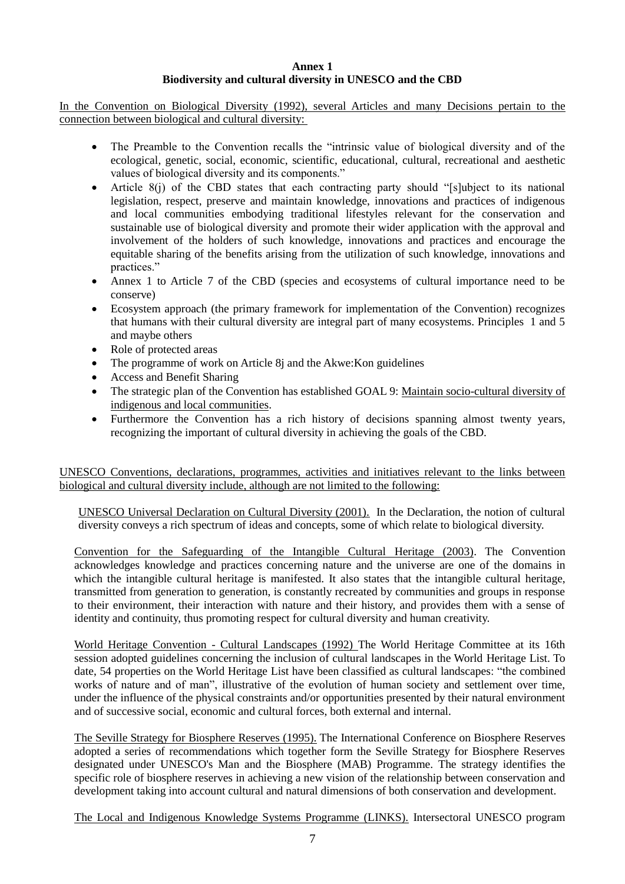**Annex 1**
**Biodiversity and cultural diversity in UNESCO and the CBD**

In the Convention on Biological Diversity (1992), several Articles and many Decisions pertain to the connection between biological and cultural diversity:

- The Preamble to the Convention recalls the "intrinsic value of biological diversity and of the ecological, genetic, social, economic, scientific, educational, cultural, recreational and aesthetic values of biological diversity and its components."
- Article 8(j) of the CBD states that each contracting party should "[s]ubject to its national legislation, respect, preserve and maintain knowledge, innovations and practices of indigenous and local communities embodying traditional lifestyles relevant for the conservation and sustainable use of biological diversity and promote their wider application with the approval and involvement of the holders of such knowledge, innovations and practices and encourage the equitable sharing of the benefits arising from the utilization of such knowledge, innovations and practices."
- Annex 1 to Article 7 of the CBD (species and ecosystems of cultural importance need to be conserve)
- Ecosystem approach (the primary framework for implementation of the Convention) recognizes that humans with their cultural diversity are integral part of many ecosystems. Principles 1 and 5 and maybe others
- Role of protected areas
- The programme of work on Article 8j and the Akwe:Kon guidelines
- Access and Benefit Sharing
- The strategic plan of the Convention has established GOAL 9: Maintain socio-cultural diversity of indigenous and local communities.
- Furthermore the Convention has a rich history of decisions spanning almost twenty years, recognizing the important of cultural diversity in achieving the goals of the CBD.

UNESCO Conventions, declarations, programmes, activities and initiatives relevant to the links between biological and cultural diversity include, although are not limited to the following:

UNESCO Universal Declaration on Cultural Diversity (2001). In the Declaration, the notion of cultural diversity conveys a rich spectrum of ideas and concepts, some of which relate to biological diversity.

Convention for the Safeguarding of the Intangible Cultural Heritage (2003). The Convention acknowledges knowledge and practices concerning nature and the universe are one of the domains in which the intangible cultural heritage is manifested. It also states that the intangible cultural heritage, transmitted from generation to generation, is constantly recreated by communities and groups in response to their environment, their interaction with nature and their history, and provides them with a sense of identity and continuity, thus promoting respect for cultural diversity and human creativity.

World Heritage Convention - Cultural Landscapes (1992) The World Heritage Committee at its 16th session adopted guidelines concerning the inclusion of cultural landscapes in the World Heritage List. To date, 54 properties on the World Heritage List have been classified as cultural landscapes: "the combined works of nature and of man", illustrative of the evolution of human society and settlement over time, under the influence of the physical constraints and/or opportunities presented by their natural environment and of successive social, economic and cultural forces, both external and internal.

The Seville Strategy for Biosphere Reserves (1995). The International Conference on Biosphere Reserves adopted a series of recommendations which together form the Seville Strategy for Biosphere Reserves designated under UNESCO's Man and the Biosphere (MAB) Programme. The strategy identifies the specific role of biosphere reserves in achieving a new vision of the relationship between conservation and development taking into account cultural and natural dimensions of both conservation and development.

The Local and Indigenous Knowledge Systems Programme (LINKS). Intersectoral UNESCO program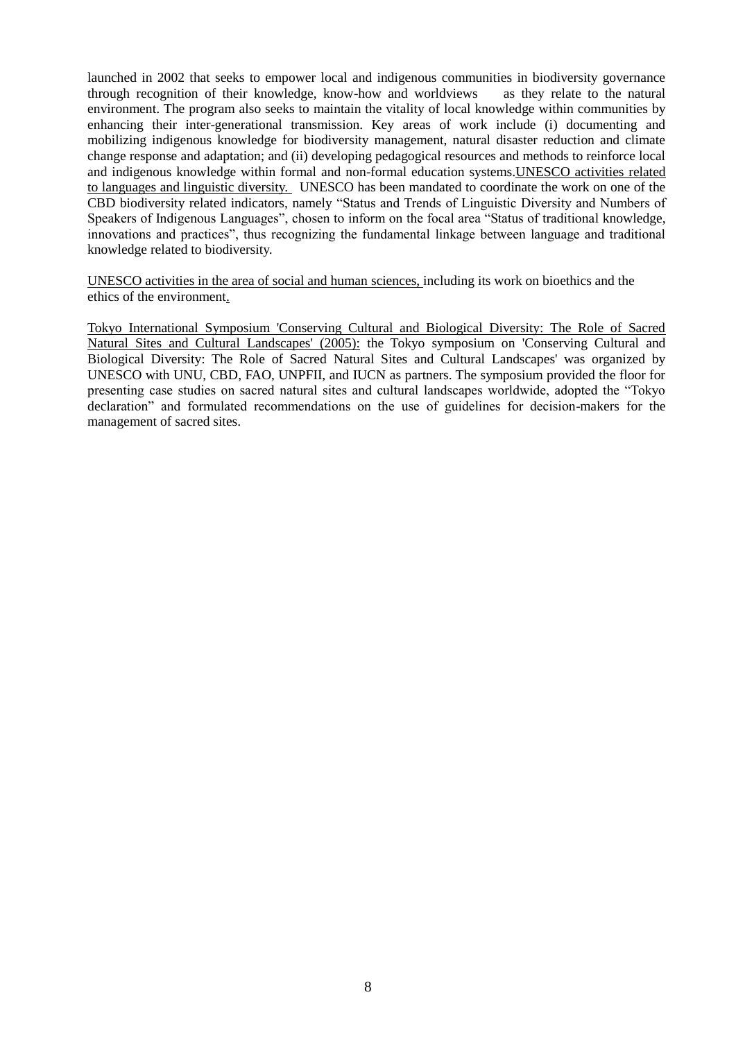launched in 2002 that seeks to empower local and indigenous communities in biodiversity governance through recognition of their knowledge, know-how and worldviews as they relate to the natural environment. The program also seeks to maintain the vitality of local knowledge within communities by enhancing their inter-generational transmission. Key areas of work include (i) documenting and mobilizing indigenous knowledge for biodiversity management, natural disaster reduction and climate change response and adaptation; and (ii) developing pedagogical resources and methods to reinforce local and indigenous knowledge within formal and non-formal education systems.<u>UNESCO activities related to languages and linguistic diversity.</u> UNESCO has been mandated to coordinate the work on one of the CBD biodiversity related indicators, namely "Status and Trends of Linguistic Diversity and Numbers of Speakers of Indigenous Languages", chosen to inform on the focal area "Status of traditional knowledge, innovations and practices", thus recognizing the fundamental linkage between language and traditional knowledge related to biodiversity.

<u>UNESCO activities in the area of social and human sciences,</u> including its work on bioethics and the ethics of the environment.

<u>Tokyo International Symposium 'Conserving Cultural and Biological Diversity: The Role of Sacred Natural Sites and Cultural Landscapes' (2005):</u> the Tokyo symposium on 'Conserving Cultural and Biological Diversity: The Role of Sacred Natural Sites and Cultural Landscapes' was organized by UNESCO with UNU, CBD, FAO, UNPFII, and IUCN as partners. The symposium provided the floor for presenting case studies on sacred natural sites and cultural landscapes worldwide, adopted the "Tokyo declaration" and formulated recommendations on the use of guidelines for decision-makers for the management of sacred sites.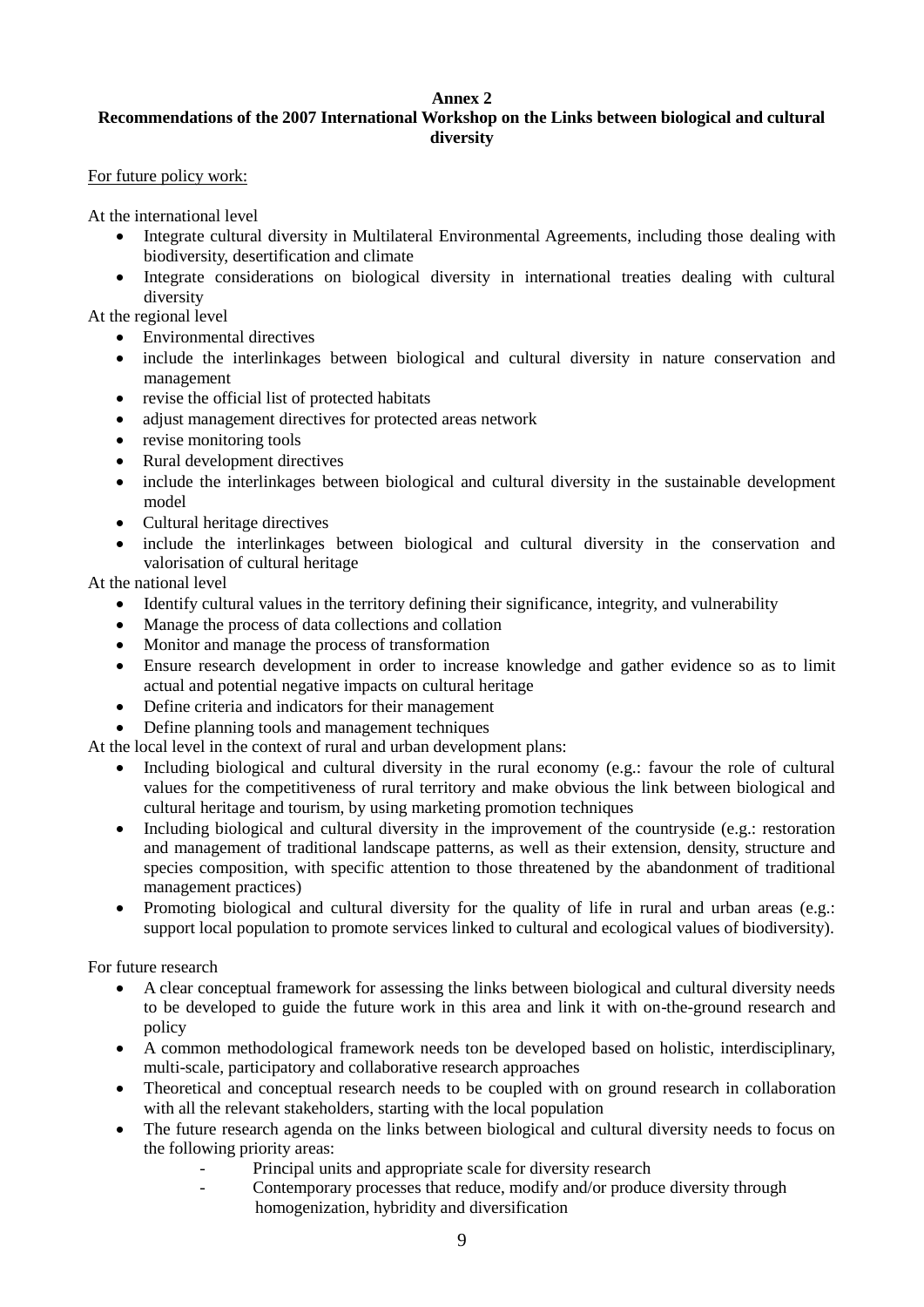**Annex 2**

**Recommendations of the 2007 International Workshop on the Links between biological and cultural diversity**

For future policy work:

At the international level

- Integrate cultural diversity in Multilateral Environmental Agreements, including those dealing with biodiversity, desertification and climate
- Integrate considerations on biological diversity in international treaties dealing with cultural diversity

At the regional level

- Environmental directives
- include the interlinkages between biological and cultural diversity in nature conservation and management
- revise the official list of protected habitats
- adjust management directives for protected areas network
- revise monitoring tools
- Rural development directives
- include the interlinkages between biological and cultural diversity in the sustainable development model
- Cultural heritage directives
- include the interlinkages between biological and cultural diversity in the conservation and valorisation of cultural heritage

At the national level

- Identify cultural values in the territory defining their significance, integrity, and vulnerability
- Manage the process of data collections and collation
- Monitor and manage the process of transformation
- Ensure research development in order to increase knowledge and gather evidence so as to limit actual and potential negative impacts on cultural heritage
- Define criteria and indicators for their management
- Define planning tools and management techniques

At the local level in the context of rural and urban development plans:

- Including biological and cultural diversity in the rural economy (e.g.: favour the role of cultural values for the competitiveness of rural territory and make obvious the link between biological and cultural heritage and tourism, by using marketing promotion techniques
- Including biological and cultural diversity in the improvement of the countryside (e.g.: restoration and management of traditional landscape patterns, as well as their extension, density, structure and species composition, with specific attention to those threatened by the abandonment of traditional management practices)
- Promoting biological and cultural diversity for the quality of life in rural and urban areas (e.g.: support local population to promote services linked to cultural and ecological values of biodiversity).

For future research

- A clear conceptual framework for assessing the links between biological and cultural diversity needs to be developed to guide the future work in this area and link it with on-the-ground research and policy
- A common methodological framework needs ton be developed based on holistic, interdisciplinary, multi-scale, participatory and collaborative research approaches
- Theoretical and conceptual research needs to be coupled with on ground research in collaboration with all the relevant stakeholders, starting with the local population
- The future research agenda on the links between biological and cultural diversity needs to focus on the following priority areas:
  - Principal units and appropriate scale for diversity research
  - Contemporary processes that reduce, modify and/or produce diversity through homogenization, hybridity and diversification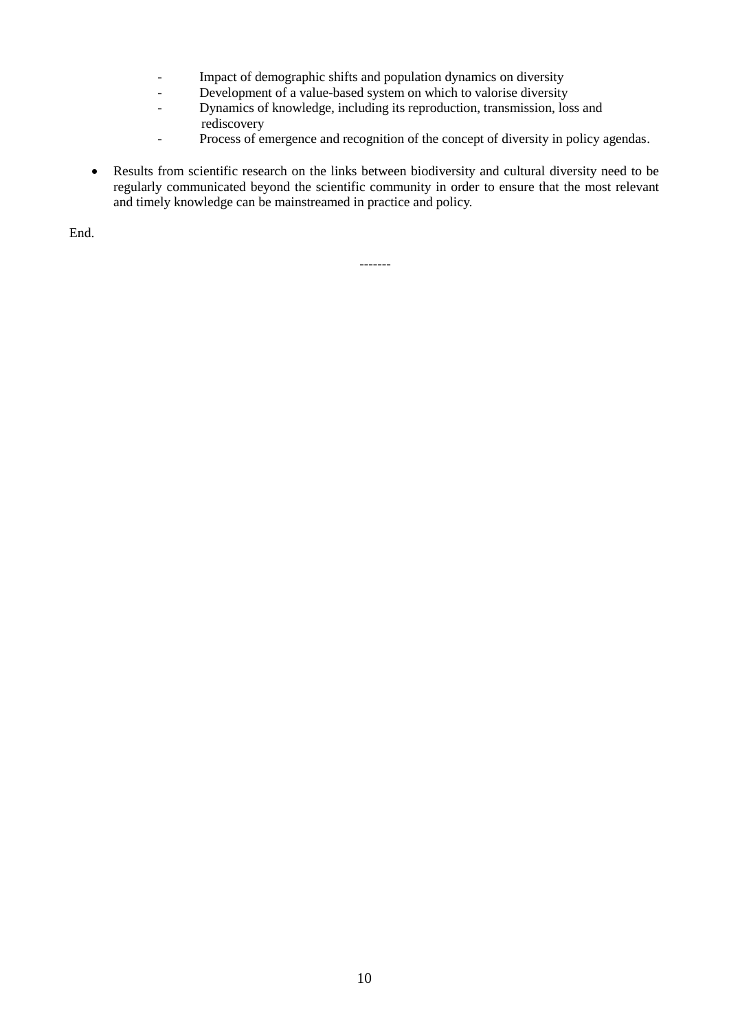- Impact of demographic shifts and population dynamics on diversity
- Development of a value-based system on which to valorise diversity
- Dynamics of knowledge, including its reproduction, transmission, loss and rediscovery
- Process of emergence and recognition of the concept of diversity in policy agendas.

- Results from scientific research on the links between biodiversity and cultural diversity need to be regularly communicated beyond the scientific community in order to ensure that the most relevant and timely knowledge can be mainstreamed in practice and policy.

End.

-------